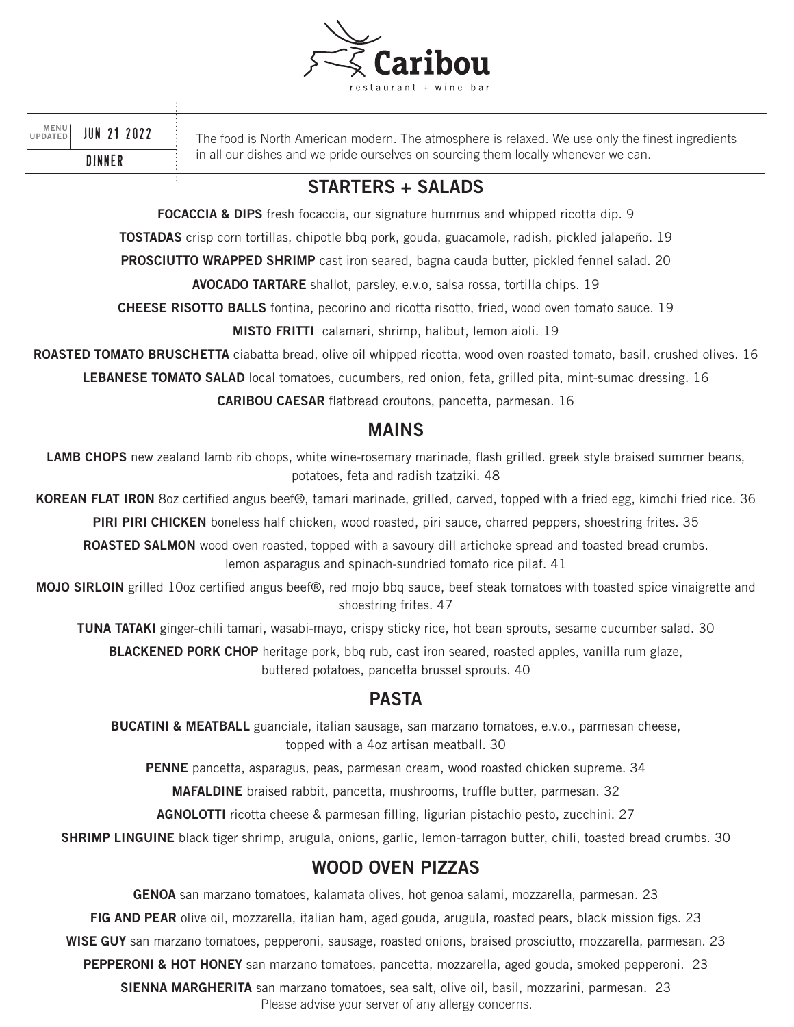# Caribou

restaurant + wine bar

MENU UPDATED JUN 21 2022

DINNER

The food is North American modern. The atmosphere is relaxed. We use only the finest ingredients in all our dishes and we pride ourselves on sourcing them locally whenever we can.

## STARTERS + SALADS

**FOCACCIA & DIPS** fresh focaccia, our signature hummus and whipped ricotta dip. 9

**TOSTADAS** crisp corn tortillas, chipotle bbq pork, gouda, guacamole, radish, pickled jalapeño. 19

**PROSCIUTTO WRAPPED SHRIMP** cast iron seared, bagna cauda butter, pickled fennel salad. 20

**AVOCADO TARTARE** shallot, parsley, e.v.o, salsa rossa, tortilla chips. 19

**CHEESE RISOTTO BALLS** fontina, pecorino and ricotta risotto, fried, wood oven tomato sauce. 19

**MISTO FRITTI** calamari, shrimp, halibut, lemon aioli. 19

**ROASTED TOMATO BRUSCHETTA** ciabatta bread, olive oil whipped ricotta, wood oven roasted tomato, basil, crushed olives. 16

**LEBANESE TOMATO SALAD** local tomatoes, cucumbers, red onion, feta, grilled pita, mint-sumac dressing. 16

**CARIBOU CAESAR** flatbread croutons, pancetta, parmesan. 16

## MAINS

**LAMB CHOPS** new zealand lamb rib chops, white wine-rosemary marinade, flash grilled. greek style braised summer beans, potatoes, feta and radish tzatziki. 48

**KOREAN FLAT IRON** 8oz certified angus beef®, tamari marinade, grilled, carved, topped with a fried egg, kimchi fried rice. 36

**PIRI PIRI CHICKEN** boneless half chicken, wood roasted, piri sauce, charred peppers, shoestring frites. 35

**ROASTED SALMON** wood oven roasted, topped with a savoury dill artichoke spread and toasted bread crumbs. lemon asparagus and spinach-sundried tomato rice pilaf. 41

**MOJO SIRLOIN** grilled 10oz certified angus beef®, red mojo bbq sauce, beef steak tomatoes with toasted spice vinaigrette and shoestring frites. 47

**TUNA TATAKI** ginger-chili tamari, wasabi-mayo, crispy sticky rice, hot bean sprouts, sesame cucumber salad. 30

**BLACKENED PORK CHOP** heritage pork, bbq rub, cast iron seared, roasted apples, vanilla rum glaze, buttered potatoes, pancetta brussel sprouts. 40

## PASTA

**BUCATINI & MEATBALL** guanciale, italian sausage, san marzano tomatoes, e.v.o., parmesan cheese, topped with a 4oz artisan meatball. 30

**PENNE** pancetta, asparagus, peas, parmesan cream, wood roasted chicken supreme. 34

**MAFALDINE** braised rabbit, pancetta, mushrooms, truffle butter, parmesan. 32

**AGNOLOTTI** ricotta cheese & parmesan filling, ligurian pistachio pesto, zucchini. 27

**SHRIMP LINGUINE** black tiger shrimp, arugula, onions, garlic, lemon-tarragon butter, chili, toasted bread crumbs. 30

## WOOD OVEN PIZZAS

**GENOA** san marzano tomatoes, kalamata olives, hot genoa salami, mozzarella, parmesan. 23

**FIG AND PEAR** olive oil, mozzarella, italian ham, aged gouda, arugula, roasted pears, black mission figs. 23

**WISE GUY** san marzano tomatoes, pepperoni, sausage, roasted onions, braised prosciutto, mozzarella, parmesan. 23

**PEPPERONI & HOT HONEY** san marzano tomatoes, pancetta, mozzarella, aged gouda, smoked pepperoni. 23

**SIENNA MARGHERITA** san marzano tomatoes, sea salt, olive oil, basil, mozzarini, parmesan. 23

Please advise your server of any allergy concerns.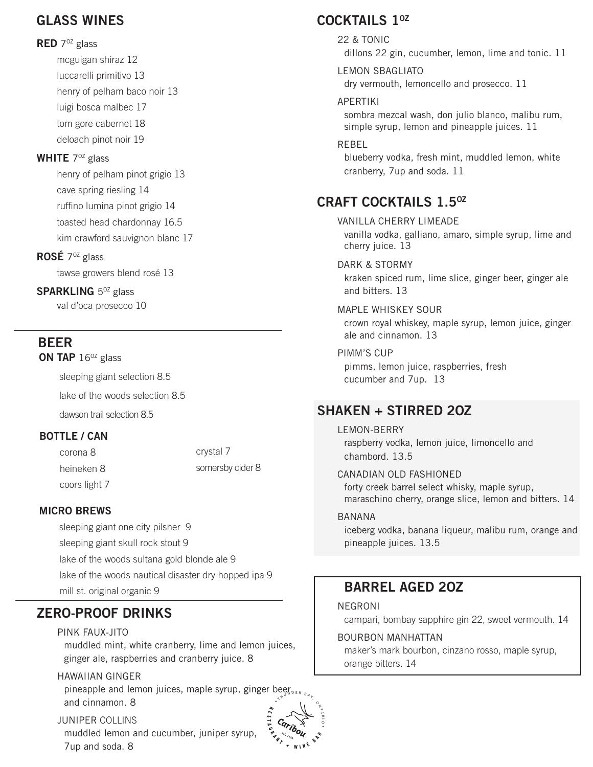## GLASS WINES

### RED 7oz glass

- mcguigan shiraz 12
- luccarelli primitivo 13
- henry of pelham baco noir 13
- luigi bosca malbec 17
- tom gore cabernet 18
- deloach pinot noir 19

### WHITE 7oz glass

- henry of pelham pinot grigio 13
- cave spring riesling 14
- ruffino lumina pinot grigio 14
- toasted head chardonnay 16.5
- kim crawford sauvignon blanc 17

### ROSÉ 7oz glass

- tawse growers blend rosé 13

### SPARKLING 5oz glass

- val d'oca prosecco 10

## BEER

### ON TAP 16oz glass

- sleeping giant selection 8.5
- lake of the woods selection 8.5
- dawson trail selection 8.5

### BOTTLE / CAN

- corona 8
- heineken 8
- coors light 7
- crystal 7
- somersby cider 8

### MICRO BREWS

- sleeping giant one city pilsner 9
- sleeping giant skull rock stout 9
- lake of the woods sultana gold blonde ale 9
- lake of the woods nautical disaster dry hopped ipa 9
- mill st. original organic 9

## ZERO-PROOF DRINKS

PINK FAUX-JITO
muddled mint, white cranberry, lime and lemon juices, ginger ale, raspberries and cranberry juice. 8

HAWAIIAN GINGER
pineapple and lemon juices, maple syrup, ginger beer and cinnamon. 8

JUNIPER COLLINS
muddled lemon and cucumber, juniper syrup, 7up and soda. 8

## COCKTAILS 1oz

22 & TONIC
dillons 22 gin, cucumber, lemon, lime and tonic. 11

LEMON SBAGLIATO
dry vermouth, lemoncello and prosecco. 11

APERTIKI
sombra mezcal wash, don julio blanco, malibu rum, simple syrup, lemon and pineapple juices. 11

REBEL
blueberry vodka, fresh mint, muddled lemon, white cranberry, 7up and soda. 11

## CRAFT COCKTAILS 1.5oz

VANILLA CHERRY LIMEADE
vanilla vodka, galliano, amaro, simple syrup, lime and cherry juice. 13

DARK & STORMY
kraken spiced rum, lime slice, ginger beer, ginger ale and bitters. 13

MAPLE WHISKEY SOUR
crown royal whiskey, maple syrup, lemon juice, ginger ale and cinnamon. 13

PIMM'S CUP
pimms, lemon juice, raspberries, fresh cucumber and 7up. 13

## SHAKEN + STIRRED 2OZ

LEMON-BERRY
raspberry vodka, lemon juice, limoncello and chambord. 13.5

CANADIAN OLD FASHIONED
forty creek barrel select whisky, maple syrup, maraschino cherry, orange slice, lemon and bitters. 14

BANANA
iceberg vodka, banana liqueur, malibu rum, orange and pineapple juices. 13.5

## BARREL AGED 2OZ

NEGRONI
campari, bombay sapphire gin 22, sweet vermouth. 14

BOURBON MANHATTAN
maker's mark bourbon, cinzano rosso, maple syrup, orange bitters. 14

Caribou Restaurant + Wine Bar · Thunder Bay, Ontario · est. 1996